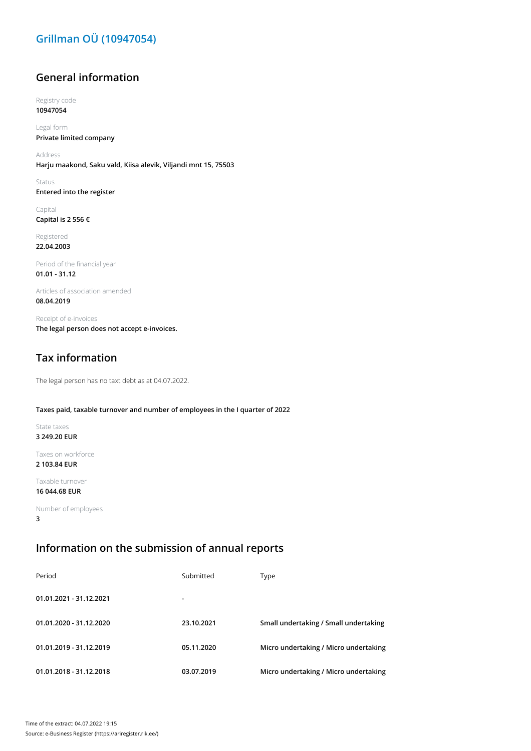# Grillman OÜ (10947054)

## General information

Registry code
**10947054**

Legal form
**Private limited company**

Address
**Harju maakond, Saku vald, Kiisa alevik, Viljandi mnt 15, 75503**

Status
**Entered into the register**

Capital
**Capital is 2 556 €**

Registered
**22.04.2003**

Period of the financial year
**01.01 - 31.12**

Articles of association amended
**08.04.2019**

Receipt of e-invoices
**The legal person does not accept e-invoices.**

## Tax information

The legal person has no taxt debt as at 04.07.2022.

**Taxes paid, taxable turnover and number of employees in the I quarter of 2022**

State taxes
**3 249.20 EUR**

Taxes on workforce
**2 103.84 EUR**

Taxable turnover
**16 044.68 EUR**

Number of employees
**3**

## Information on the submission of annual reports

| Period | Submitted | Type |
|---|---|---|
| **01.01.2021 - 31.12.2021** | - | |
| **01.01.2020 - 31.12.2020** | **23.10.2021** | **Small undertaking / Small undertaking** |
| **01.01.2019 - 31.12.2019** | **05.11.2020** | **Micro undertaking / Micro undertaking** |
| **01.01.2018 - 31.12.2018** | **03.07.2019** | **Micro undertaking / Micro undertaking** |

Time of the extract: 04.07.2022 19:15
Source: e-Business Register (https://ariregister.rik.ee/)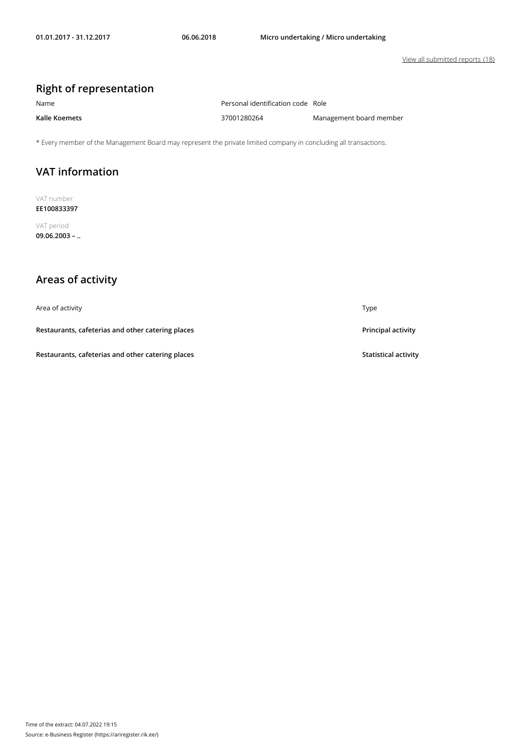| | | |
|---|---|---|
| 01.01.2017 - 31.12.2017 | 06.06.2018 | Micro undertaking / Micro undertaking |

View all submitted reports (18)

## Right of representation

| Name | Personal identification code | Role |
|---|---|---|
| **Kalle Koemets** | 37001280264 | Management board member |

* Every member of the Management Board may represent the private limited company in concluding all transactions.

## VAT information

VAT number
**EE100833397**

VAT period
**09.06.2003 – ..**

## Areas of activity

| Area of activity | Type |
|---|---|
| **Restaurants, cafeterias and other catering places** | **Principal activity** |
| **Restaurants, cafeterias and other catering places** | **Statistical activity** |

Time of the extract: 04.07.2022 19:15
Source: e-Business Register (https://ariregister.rik.ee/)